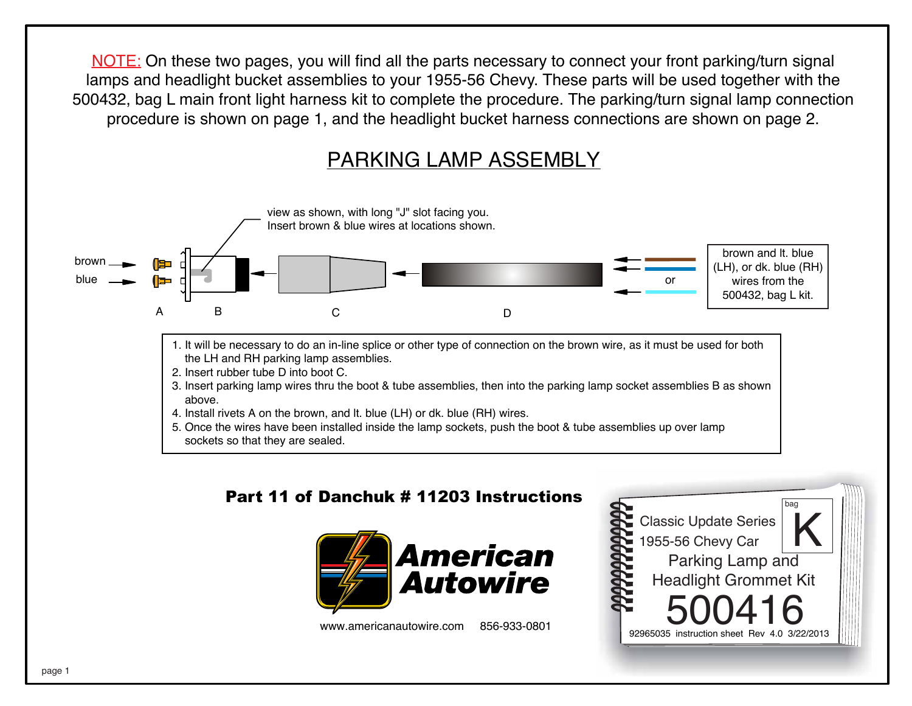NOTE: On these two pages, you will find all the parts necessary to connect your front parking/turn signal lamps and headlight bucket assemblies to your 1955-56 Chevy. These parts will be used together with the 500432, bag L main front light harness kit to complete the procedure. The parking/turn signal lamp connection procedure is shown on page 1, and the headlight bucket harness connections are shown on page 2.

## PARKING LAMP ASSEMBLY

view as shown, with long "J" slot facing you.
Insert brown & blue wires at locations shown.

brown

blue

A B C D

or

brown and lt. blue (LH), or dk. blue (RH) wires from the 500432, bag L kit.

1. It will be necessary to do an in-line splice or other type of connection on the brown wire, as it must be used for both the LH and RH parking lamp assemblies.
2. Insert rubber tube D into boot C.
3. Insert parking lamp wires thru the boot & tube assemblies, then into the parking lamp socket assemblies B as shown above.
4. Install rivets A on the brown, and lt. blue (LH) or dk. blue (RH) wires.
5. Once the wires have been installed inside the lamp sockets, push the boot & tube assemblies up over lamp sockets so that they are sealed.

**Part 11 of Danchuk # 11203 Instructions**

American Autowire

www.americanautowire.com 856-933-0801

bag K

Classic Update Series
1955-56 Chevy Car
Parking Lamp and
Headlight Grommet Kit

# 500416

92965035 instruction sheet Rev 4.0 3/22/2013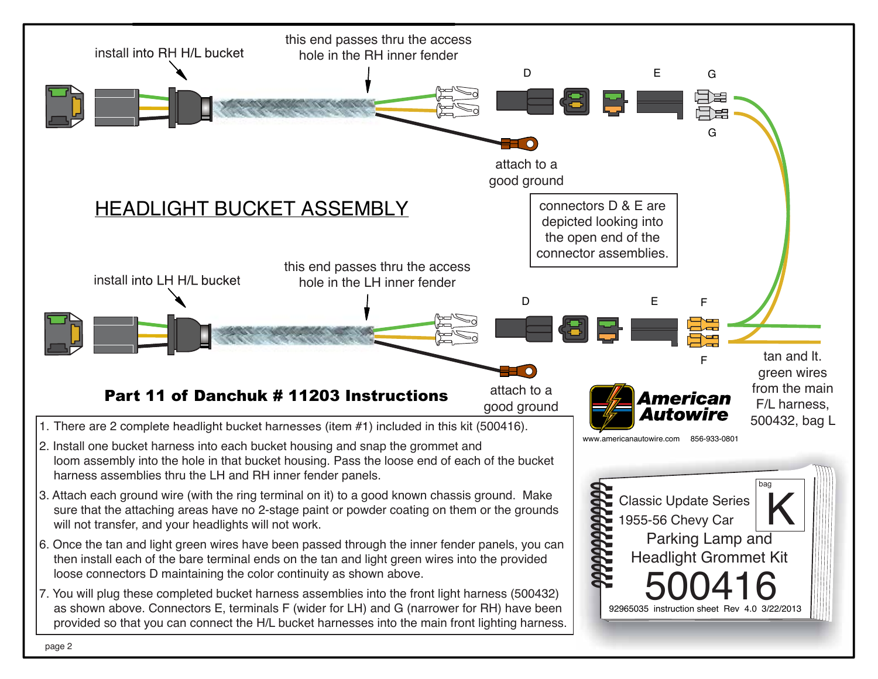install into RH H/L bucket

this end passes thru the access hole in the RH inner fender

D

E

G

G

attach to a good ground

## HEADLIGHT BUCKET ASSEMBLY

connectors D & E are depicted looking into the open end of the connector assemblies.

install into LH H/L bucket

this end passes thru the access hole in the LH inner fender

D

E

F

F

attach to a good ground

tan and lt. green wires from the main F/L harness, 500432, bag L

**Part 11 of Danchuk # 11203 Instructions**

1. There are 2 complete headlight bucket harnesses (item #1) included in this kit (500416).
2. Install one bucket harness into each bucket housing and snap the grommet and loom assembly into the hole in that bucket housing. Pass the loose end of each of the bucket harness assemblies thru the LH and RH inner fender panels.
3. Attach each ground wire (with the ring terminal on it) to a good known chassis ground. Make sure that the attaching areas have no 2-stage paint or powder coating on them or the grounds will not transfer, and your headlights will not work.
6. Once the tan and light green wires have been passed through the inner fender panels, you can then install each of the bare terminal ends on the tan and light green wires into the provided loose connectors D maintaining the color continuity as shown above.
7. You will plug these completed bucket harness assemblies into the front light harness (500432) as shown above. Connectors E, terminals F (wider for LH) and G (narrower for RH) have been provided so that you can connect the H/L bucket harnesses into the main front lighting harness.

American Autowire

www.americanautowire.com 856-933-0801

Classic Update Series
1955-56 Chevy Car
Parking Lamp and Headlight Grommet Kit

bag K

500416

92965035 instruction sheet Rev 4.0 3/22/2013